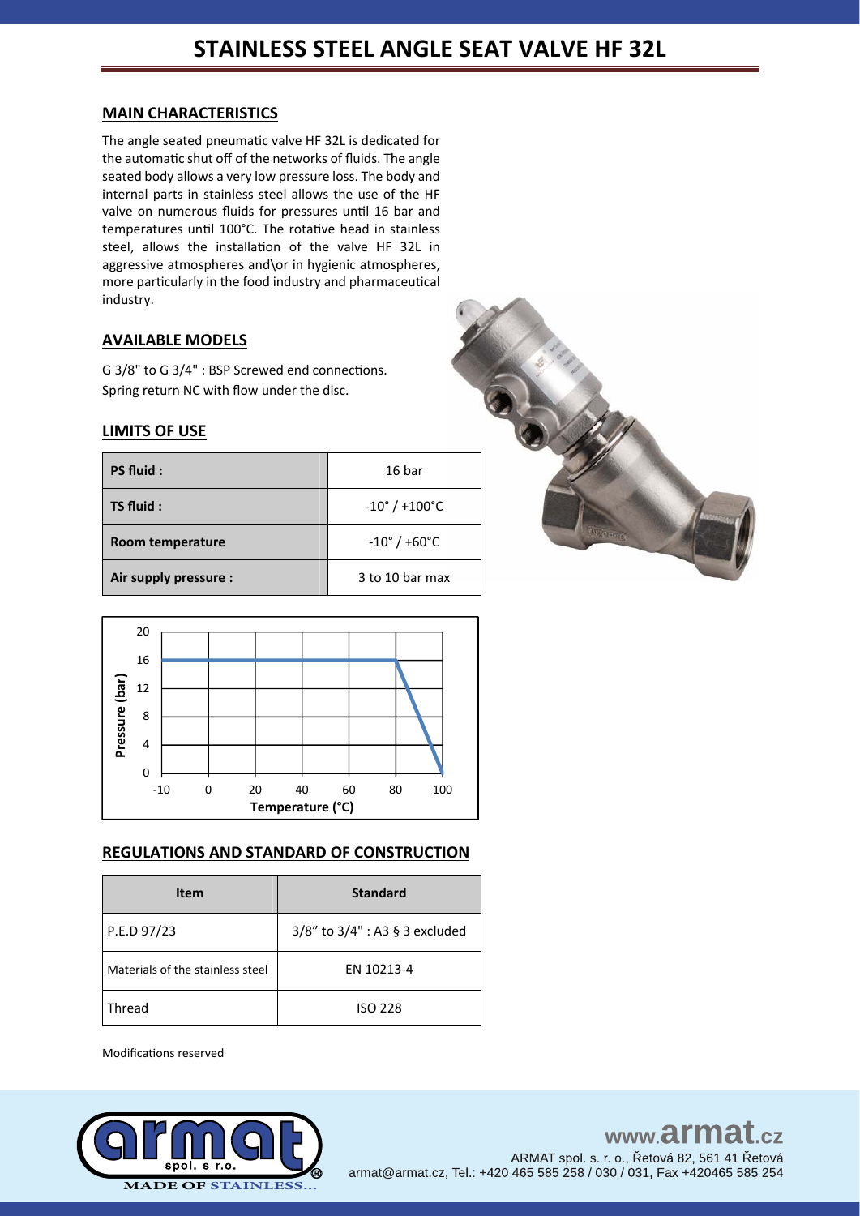# STAINLESS STEEL ANGLE SEAT VALVE HF 32L

## MAIN CHARACTERISTICS

The angle seated pneumatic valve HF 32L is dedicated for the automatic shut off of the networks of fluids. The angle seated body allows a very low pressure loss. The body and internal parts in stainless steel allows the use of the HF valve on numerous fluids for pressures until 16 bar and temperatures until 100°C. The rotative head in stainless steel, allows the installation of the valve HF 32L in aggressive atmospheres and\or in hygienic atmospheres, more particularly in the food industry and pharmaceutical industry.

## AVAILABLE MODELS

G 3/8" to G 3/4" : BSP Screwed end connections.
Spring return NC with flow under the disc.

## LIMITS OF USE

| | |
|---|---|
| **PS fluid :** | 16 bar |
| **TS fluid :** | -10° / +100°C |
| **Room temperature** | -10° / +60°C |
| **Air supply pressure :** | 3 to 10 bar max |

## REGULATIONS AND STANDARD OF CONSTRUCTION

| Item | Standard |
|---|---|
| P.E.D 97/23 | 3/8" to 3/4" : A3 § 3 excluded |
| Materials of the stainless steel | EN 10213-4 |
| Thread | ISO 228 |

Modifications reserved

www.armat.cz
ARMAT spol. s r. o., Řetová 82, 561 41 Řetová
armat@armat.cz, Tel.: +420 465 585 258 / 030 / 031, Fax +420465 585 254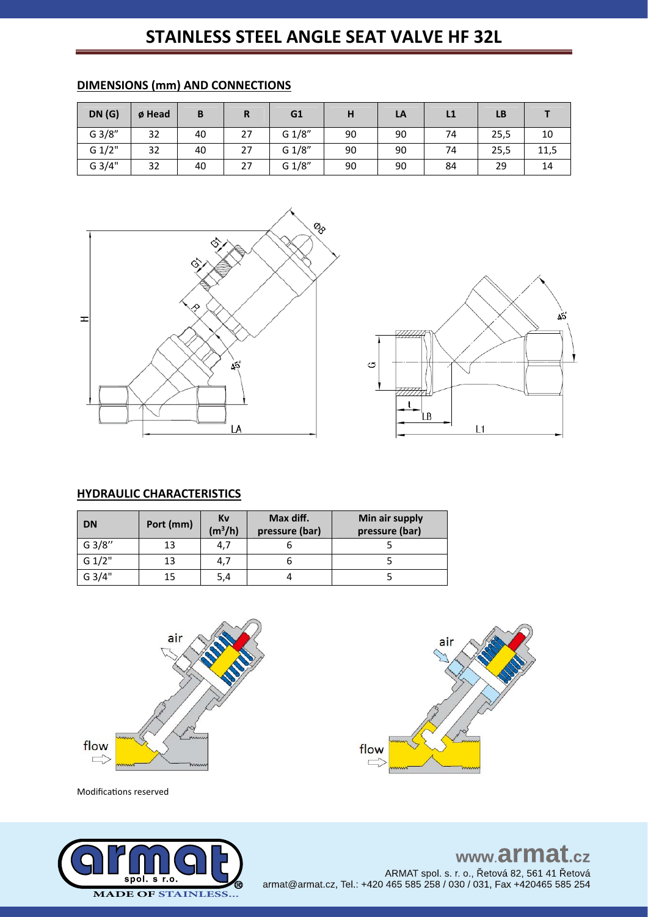# STAINLESS STEEL ANGLE SEAT VALVE HF 32L

## DIMENSIONS (mm) AND CONNECTIONS

| DN (G) | ø Head | B | R | G1 | H | LA | L1 | LB | T |
|---|---|---|---|---|---|---|---|---|---|
| G 3/8" | 32 | 40 | 27 | G 1/8" | 90 | 90 | 74 | 25,5 | 10 |
| G 1/2" | 32 | 40 | 27 | G 1/8" | 90 | 90 | 74 | 25,5 | 11,5 |
| G 3/4" | 32 | 40 | 27 | G 1/8" | 90 | 90 | 84 | 29 | 14 |

## HYDRAULIC CHARACTERISTICS

| DN | Port (mm) | Kv ($m^3$/h) | Max diff. pressure (bar) | Min air supply pressure (bar) |
|---|---|---|---|---|
| G 3/8" | 13 | 4,7 | 6 | 5 |
| G 1/2" | 13 | 4,7 | 6 | 5 |
| G 3/4" | 15 | 5,4 | 4 | 5 |

Modifications reserved

www.armat.cz

ARMAT spol. s r. o., Řetová 82, 561 41 Řetová
armat@armat.cz, Tel.: +420 465 585 258 / 030 / 031, Fax +420465 585 254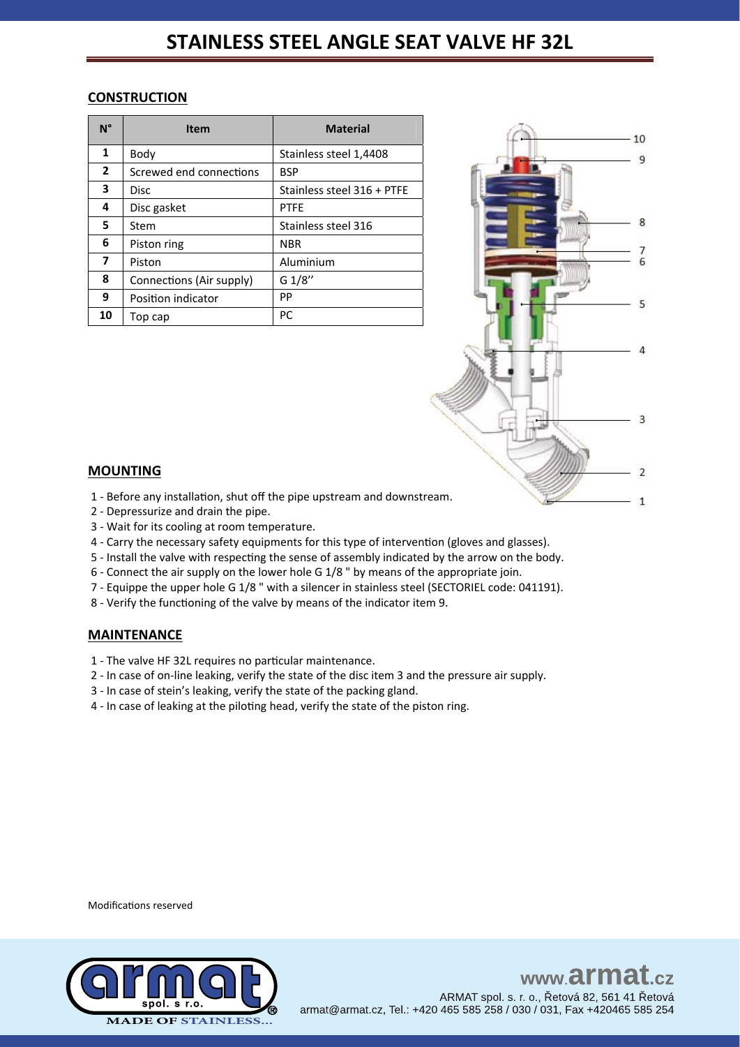# STAINLESS STEEL ANGLE SEAT VALVE HF 32L

## CONSTRUCTION

| N° | Item | Material |
|---|---|---|
| 1 | Body | Stainless steel 1,4408 |
| 2 | Screwed end connections | BSP |
| 3 | Disc | Stainless steel 316 + PTFE |
| 4 | Disc gasket | PTFE |
| 5 | Stem | Stainless steel 316 |
| 6 | Piston ring | NBR |
| 7 | Piston | Aluminium |
| 8 | Connections (Air supply) | G 1/8'' |
| 9 | Position indicator | PP |
| 10 | Top cap | PC |

10
9
8
7
6
5
4
3
2
1

## MOUNTING

1 - Before any installation, shut off the pipe upstream and downstream.
2 - Depressurize and drain the pipe.
3 - Wait for its cooling at room temperature.
4 - Carry the necessary safety equipments for this type of intervention (gloves and glasses).
5 - Install the valve with respecting the sense of assembly indicated by the arrow on the body.
6 - Connect the air supply on the lower hole G 1/8 " by means of the appropriate join.
7 - Equippe the upper hole G 1/8 " with a silencer in stainless steel (SECTORIEL code: 041191).
8 - Verify the functioning of the valve by means of the indicator item 9.

## MAINTENANCE

1 - The valve HF 32L requires no particular maintenance.
2 - In case of on-line leaking, verify the state of the disc item 3 and the pressure air supply.
3 - In case of stein's leaking, verify the state of the packing gland.
4 - In case of leaking at the piloting head, verify the state of the piston ring.

Modifications reserved

armat spol. s r.o. MADE OF STAINLESS...

www.armat.cz
ARMAT spol. s. r. o., Řetová 82, 561 41 Řetová
armat@armat.cz, Tel.: +420 465 585 258 / 030 / 031, Fax +420465 585 254